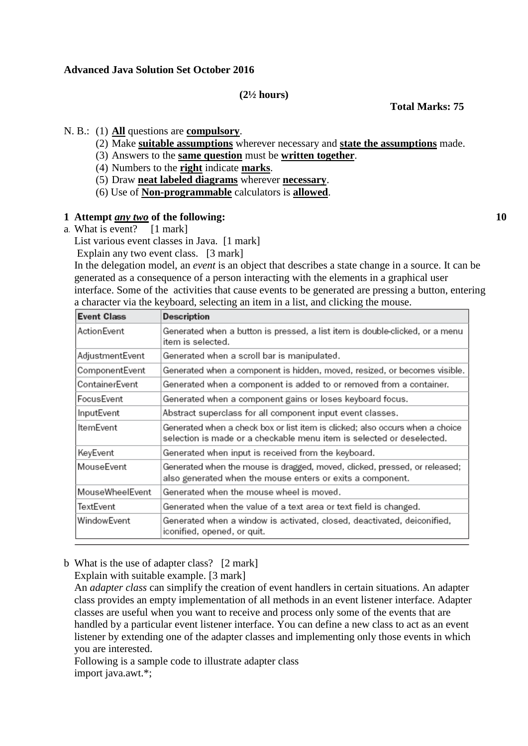**Advanced Java Solution Set October 2016**

**(2½ hours)**

**Total Marks: 75**

N. B.: (1) **All** questions are **compulsory**.
(2) Make **suitable assumptions** wherever necessary and **state the assumptions** made.
(3) Answers to the **same question** must be **written together**.
(4) Numbers to the **right** indicate **marks**.
(5) Draw **neat labeled diagrams** wherever **necessary**.
(6) Use of **Non-programmable** calculators is **allowed**.

**1 Attempt *any two* of the following:** **10**

a. What is event? [1 mark]
List various event classes in Java. [1 mark]
Explain any two event class. [3 mark]
In the delegation model, an *event* is an object that describes a state change in a source. It can be generated as a consequence of a person interacting with the elements in a graphical user interface. Some of the activities that cause events to be generated are pressing a button, entering a character via the keyboard, selecting an item in a list, and clicking the mouse.

| Event Class | Description |
|---|---|
| ActionEvent | Generated when a button is pressed, a list item is double-clicked, or a menu item is selected. |
| AdjustmentEvent | Generated when a scroll bar is manipulated. |
| ComponentEvent | Generated when a component is hidden, moved, resized, or becomes visible. |
| ContainerEvent | Generated when a component is added to or removed from a container. |
| FocusEvent | Generated when a component gains or loses keyboard focus. |
| InputEvent | Abstract superclass for all component input event classes. |
| ItemEvent | Generated when a check box or list item is clicked; also occurs when a choice selection is made or a checkable menu item is selected or deselected. |
| KeyEvent | Generated when input is received from the keyboard. |
| MouseEvent | Generated when the mouse is dragged, moved, clicked, pressed, or released; also generated when the mouse enters or exits a component. |
| MouseWheelEvent | Generated when the mouse wheel is moved. |
| TextEvent | Generated when the value of a text area or text field is changed. |
| WindowEvent | Generated when a window is activated, closed, deactivated, deiconified, iconified, opened, or quit. |

b What is the use of adapter class? [2 mark]
Explain with suitable example. [3 mark]
An *adapter class* can simplify the creation of event handlers in certain situations. An adapter class provides an empty implementation of all methods in an event listener interface. Adapter classes are useful when you want to receive and process only some of the events that are handled by a particular event listener interface. You can define a new class to act as an event listener by extending one of the adapter classes and implementing only those events in which you are interested.
Following is a sample code to illustrate adapter class

```
import java.awt.*;
```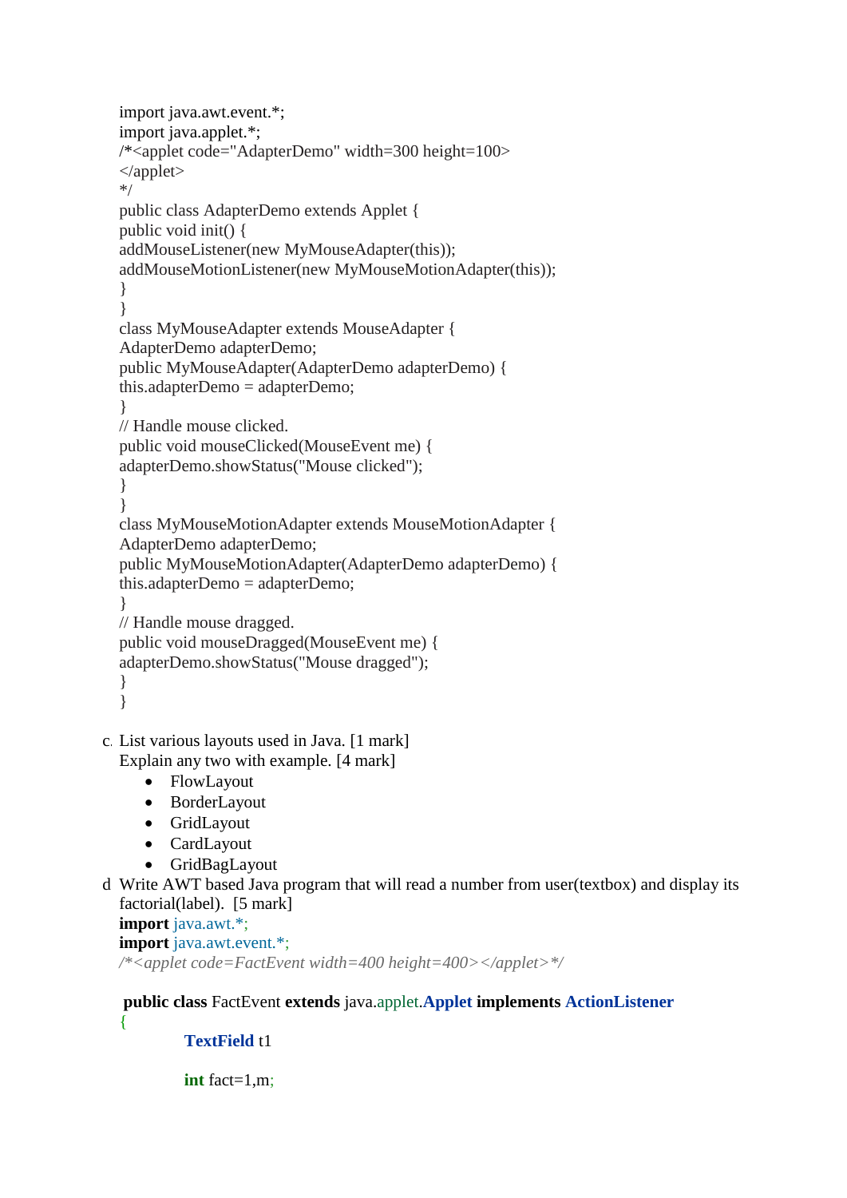```java
import java.awt.event.*;
import java.applet.*;
/*<applet code="AdapterDemo" width=300 height=100>
</applet>
*/
public class AdapterDemo extends Applet {
public void init() {
addMouseListener(new MyMouseAdapter(this));
addMouseMotionListener(new MyMouseMotionAdapter(this));
}
}
class MyMouseAdapter extends MouseAdapter {
AdapterDemo adapterDemo;
public MyMouseAdapter(AdapterDemo adapterDemo) {
this.adapterDemo = adapterDemo;
}
// Handle mouse clicked.
public void mouseClicked(MouseEvent me) {
adapterDemo.showStatus("Mouse clicked");
}
}
class MyMouseMotionAdapter extends MouseMotionAdapter {
AdapterDemo adapterDemo;
public MyMouseMotionAdapter(AdapterDemo adapterDemo) {
this.adapterDemo = adapterDemo;
}
// Handle mouse dragged.
public void mouseDragged(MouseEvent me) {
adapterDemo.showStatus("Mouse dragged");
}
}
```

c. List various layouts used in Java. [1 mark]
Explain any two with example. [4 mark]

- FlowLayout
- BorderLayout
- GridLayout
- CardLayout
- GridBagLayout

d. Write AWT based Java program that will read a number from user(textbox) and display its factorial(label). [5 mark]

```java
import java.awt.*;
import java.awt.event.*;
/*<applet code=FactEvent width=400 height=400></applet>*/

 public class FactEvent extends java.applet.Applet implements ActionListener
{
        TextField t1

        int fact=1,m;
```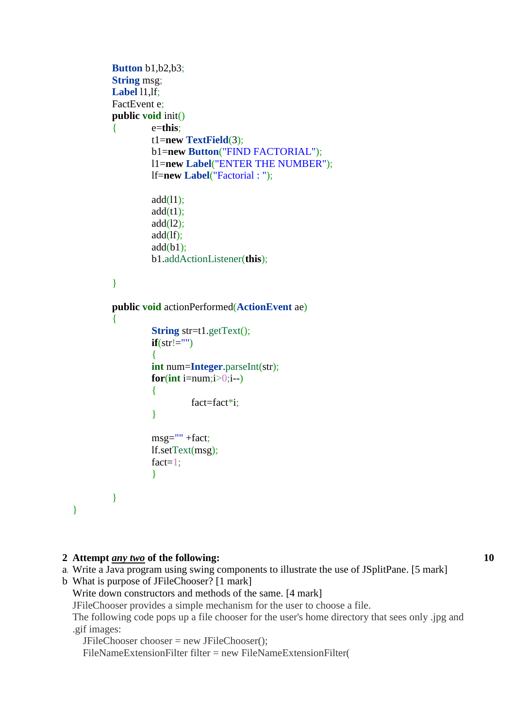```java
        Button b1,b2,b3;
        String msg;
        Label l1,lf;
        FactEvent e;
        public void init()
        {       e=this;
                t1=new TextField(3);
                b1=new Button("FIND FACTORIAL");
                l1=new Label("ENTER THE NUMBER");
                lf=new Label("Factorial : ");

                add(l1);
                add(t1);
                add(l2);
                add(lf);
                add(b1);
                b1.addActionListener(this);

        }

        public void actionPerformed(ActionEvent ae)
        {
                String str=t1.getText();
                if(str!="")
                {
                int num=Integer.parseInt(str);
                for(int i=num;i>0;i--)
                {
                        fact=fact*i;
                }

                msg="" +fact;
                lf.setText(msg);
                fact=1;
                }

        }
}
```

**2 Attempt *any two* of the following:** **10**

a. Write a Java program using swing components to illustrate the use of JSplitPane. [5 mark]

b. What is purpose of JFileChooser? [1 mark]

Write down constructors and methods of the same. [4 mark]

JFileChooser provides a simple mechanism for the user to choose a file.

The following code pops up a file chooser for the user's home directory that sees only .jpg and .gif images:

```java
JFileChooser chooser = new JFileChooser();
FileNameExtensionFilter filter = new FileNameExtensionFilter(
```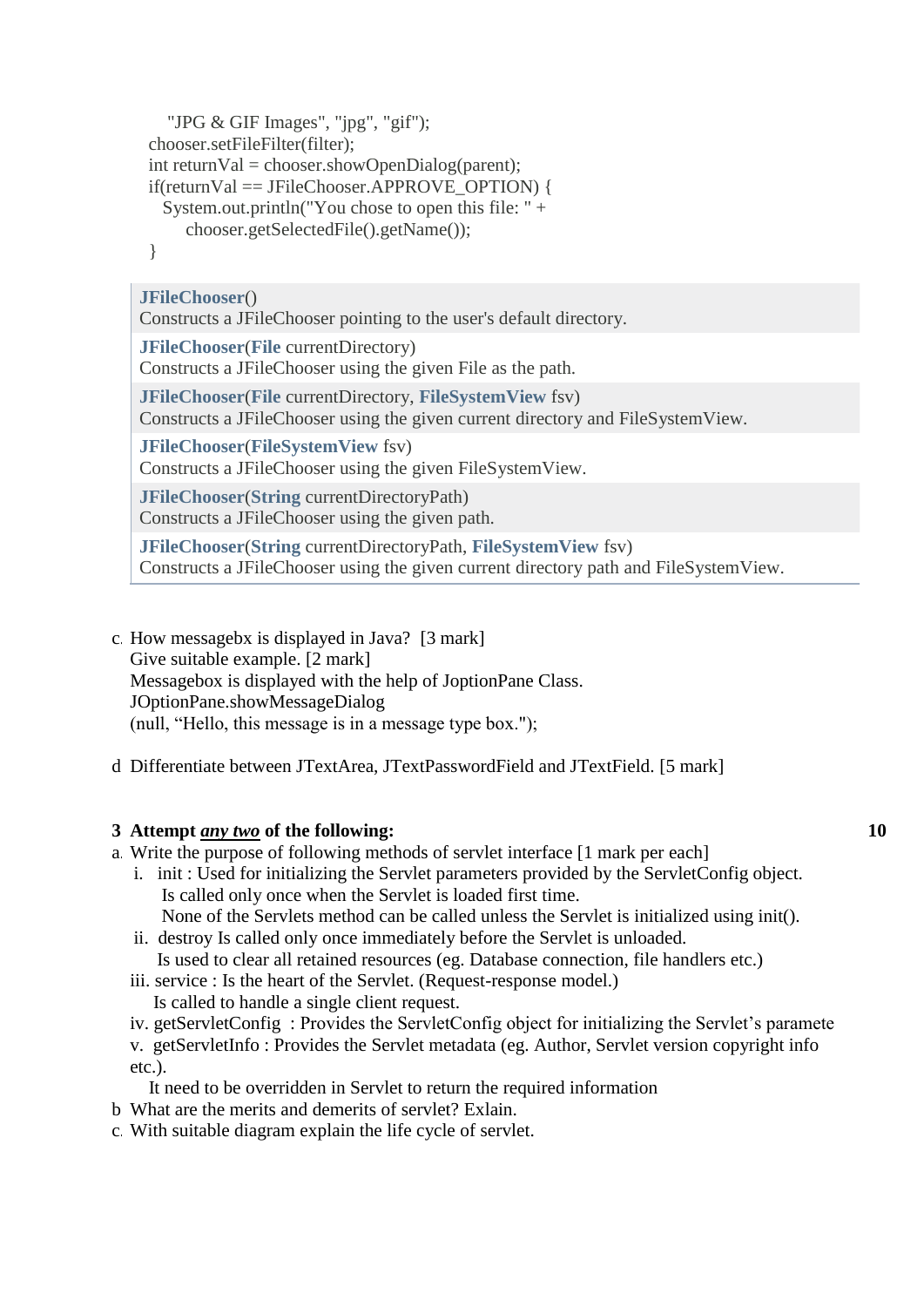```
    "JPG & GIF Images", "jpg", "gif");
chooser.setFileFilter(filter);
int returnVal = chooser.showOpenDialog(parent);
if(returnVal == JFileChooser.APPROVE_OPTION) {
   System.out.println("You chose to open this file: " +
       chooser.getSelectedFile().getName());
}
```

| |
|---|
| **JFileChooser**()<br>Constructs a JFileChooser pointing to the user's default directory. |
| **JFileChooser**(**File** currentDirectory)<br>Constructs a JFileChooser using the given File as the path. |
| **JFileChooser**(**File** currentDirectory, **FileSystemView** fsv)<br>Constructs a JFileChooser using the given current directory and FileSystemView. |
| **JFileChooser**(**FileSystemView** fsv)<br>Constructs a JFileChooser using the given FileSystemView. |
| **JFileChooser**(**String** currentDirectoryPath)<br>Constructs a JFileChooser using the given path. |
| **JFileChooser**(**String** currentDirectoryPath, **FileSystemView** fsv)<br>Constructs a JFileChooser using the given current directory path and FileSystemView. |

c. How messagebx is displayed in Java? [3 mark]
Give suitable example. [2 mark]
Messagebox is displayed with the help of JoptionPane Class.
JOptionPane.showMessageDialog
(null, "Hello, this message is in a message type box.");

d Differentiate between JTextArea, JTextPasswordField and JTextField. [5 mark]

**3 Attempt *any two* of the following:** **10**

a. Write the purpose of following methods of servlet interface [1 mark per each]

i. init : Used for initializing the Servlet parameters provided by the ServletConfig object.
Is called only once when the Servlet is loaded first time.
None of the Servlets method can be called unless the Servlet is initialized using init().

ii. destroy Is called only once immediately before the Servlet is unloaded.
Is used to clear all retained resources (eg. Database connection, file handlers etc.)

iii. service : Is the heart of the Servlet. (Request-response model.)
Is called to handle a single client request.

iv. getServletConfig : Provides the ServletConfig object for initializing the Servlet's paramete

v. getServletInfo : Provides the Servlet metadata (eg. Author, Servlet version copyright info etc.).
It need to be overridden in Servlet to return the required information

b What are the merits and demerits of servlet? Exlain.

c. With suitable diagram explain the life cycle of servlet.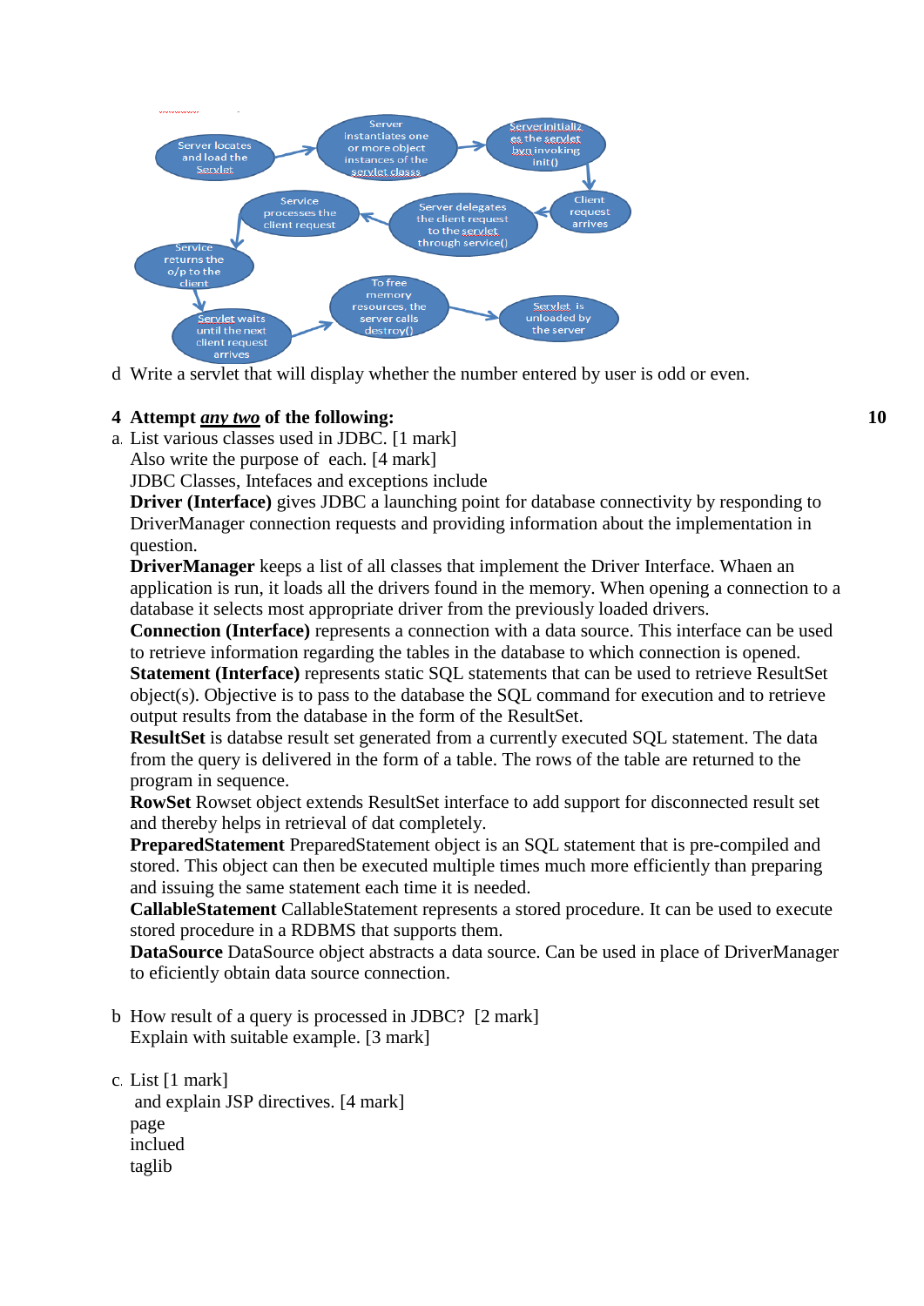Server locates and load the Servlet → Server instantiates one or more object instances of the servlet class → Serverinitializes the servlet byn invoking init() → Client request arrives → Server delegates the client request to the servlet through service() → Service processes the client request → Service returns the o/p to the client → Servlet waits until the next client request arrives → To free memory resources, the server calls destroy() → Servlet is unloaded by the server

d Write a servlet that will display whether the number entered by user is odd or even.

**4 Attempt *any two* of the following:** **10**

a. List various classes used in JDBC. [1 mark]
Also write the purpose of each. [4 mark]
JDBC Classes, Intefaces and exceptions include
**Driver (Interface)** gives JDBC a launching point for database connectivity by responding to DriverManager connection requests and providing information about the implementation in question.
**DriverManager** keeps a list of all classes that implement the Driver Interface. Whaen an application is run, it loads all the drivers found in the memory. When opening a connection to a database it selects most appropriate driver from the previously loaded drivers.
**Connection (Interface)** represents a connection with a data source. This interface can be used to retrieve information regarding the tables in the database to which connection is opened.
**Statement (Interface)** represents static SQL statements that can be used to retrieve ResultSet object(s). Objective is to pass to the database the SQL command for execution and to retrieve output results from the database in the form of the ResultSet.
**ResultSet** is database result set generated from a currently executed SQL statement. The data from the query is delivered in the form of a table. The rows of the table are returned to the program in sequence.
**RowSet** Rowset object extends ResultSet interface to add support for disconnected result set and thereby helps in retrieval of dat completely.
**PreparedStatement** PreparedStatement object is an SQL statement that is pre-compiled and stored. This object can then be executed multiple times much more efficiently than preparing and issuing the same statement each time it is needed.
**CallableStatement** CallableStatement represents a stored procedure. It can be used to execute stored procedure in a RDBMS that supports them.
**DataSource** DataSource object abstracts a data source. Can be used in place of DriverManager to eficiently obtain data source connection.

b How result of a query is processed in JDBC? [2 mark]
Explain with suitable example. [3 mark]

c. List [1 mark]
and explain JSP directives. [4 mark]
page
inclued
taglib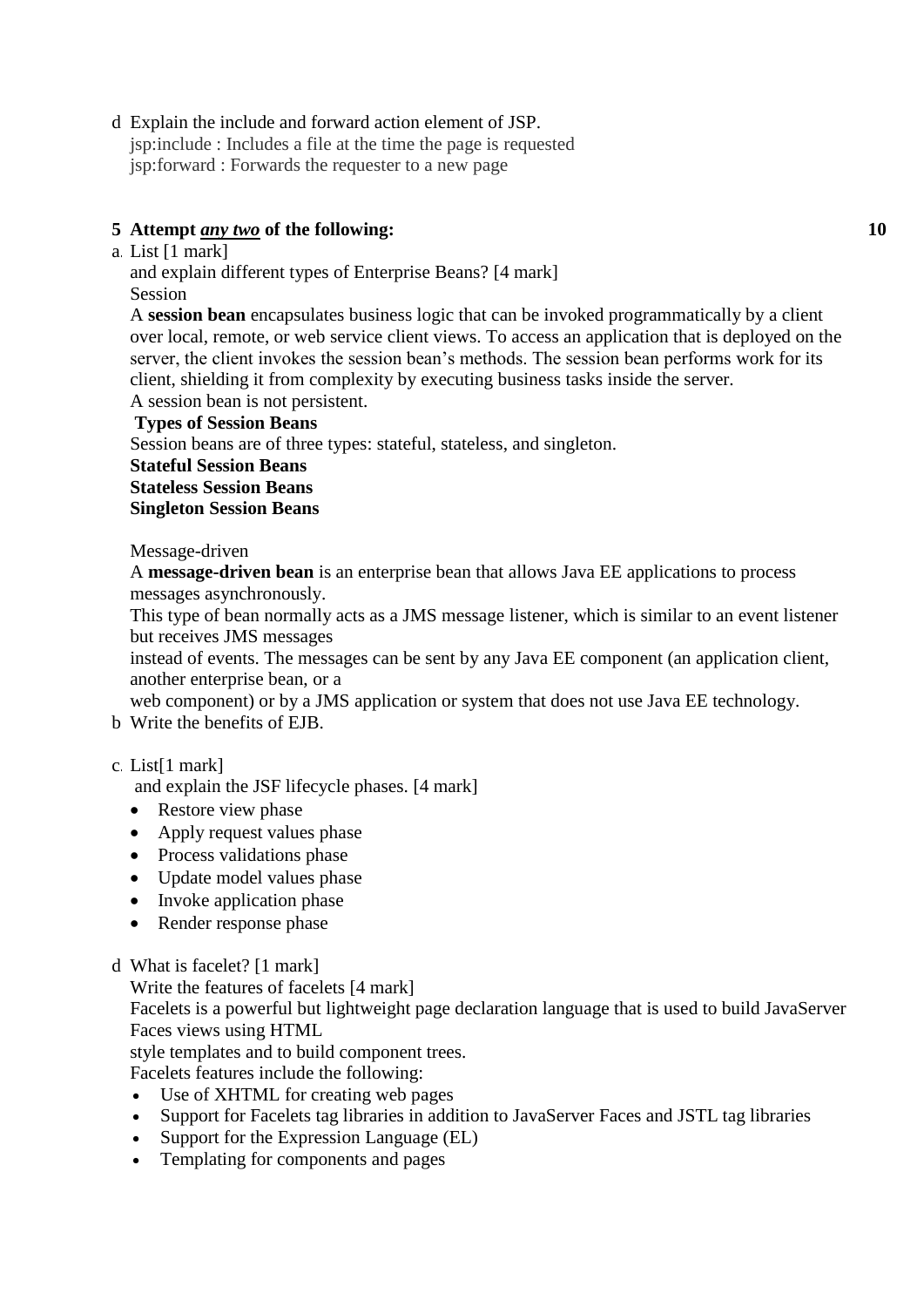d Explain the include and forward action element of JSP.

jsp:include : Includes a file at the time the page is requested

jsp:forward : Forwards the requester to a new page

**5 Attempt *any two* of the following: 10**

a. List [1 mark]

and explain different types of Enterprise Beans? [4 mark]

Session

A **session bean** encapsulates business logic that can be invoked programmatically by a client over local, remote, or web service client views. To access an application that is deployed on the server, the client invokes the session bean's methods. The session bean performs work for its client, shielding it from complexity by executing business tasks inside the server.

A session bean is not persistent.

**Types of Session Beans**

Session beans are of three types: stateful, stateless, and singleton.

**Stateful Session Beans**

**Stateless Session Beans**

**Singleton Session Beans**

Message-driven

A **message-driven bean** is an enterprise bean that allows Java EE applications to process messages asynchronously.

This type of bean normally acts as a JMS message listener, which is similar to an event listener but receives JMS messages

instead of events. The messages can be sent by any Java EE component (an application client, another enterprise bean, or a

web component) or by a JMS application or system that does not use Java EE technology.

b Write the benefits of EJB.

c. List[1 mark]

and explain the JSF lifecycle phases. [4 mark]

- Restore view phase
- Apply request values phase
- Process validations phase
- Update model values phase
- Invoke application phase
- Render response phase

d What is facelet? [1 mark]

Write the features of facelets [4 mark]

Facelets is a powerful but lightweight page declaration language that is used to build JavaServer Faces views using HTML

style templates and to build component trees.

Facelets features include the following:

- Use of XHTML for creating web pages
- Support for Facelets tag libraries in addition to JavaServer Faces and JSTL tag libraries
- Support for the Expression Language (EL)
- Templating for components and pages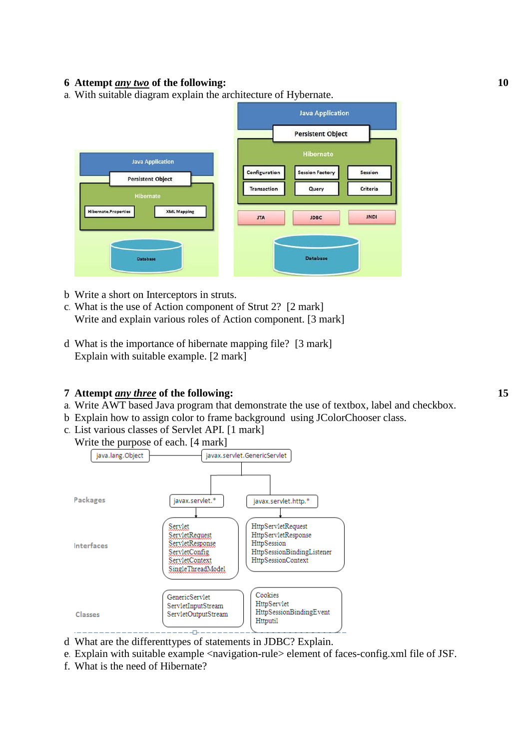**6 Attempt *any two* of the following:** **10**

a. With suitable diagram explain the architecture of Hybernate.

Java Application
Persistent Object
Hibernate
Hibernate.Properties
XML Mapping
Database

Java Application
Persistent Object
Hibernate
Configuration
Session Factory
Session
Transaction
Query
Criteria
JTA
JDBC
JNDI
Database

b. Write a short on Interceptors in struts.

c. What is the use of Action component of Strut 2? [2 mark]
Write and explain various roles of Action component. [3 mark]

d. What is the importance of hibernate mapping file? [3 mark]
Explain with suitable example. [2 mark]

**7 Attempt *any three* of the following:** **15**

a. Write AWT based Java program that demonstrate the use of textbox, label and checkbox.

b. Explain how to assign color to frame background using JColorChooser class.

c. List various classes of Servlet API. [1 mark]
Write the purpose of each. [4 mark]

java.lang.Object
javax.servlet.GenericServlet
Packages
javax.servlet.*
javax.servlet.http.*
Interfaces
Servlet
ServletRequest
ServletResponse
ServletConfig
ServletContext
SingleThreadModel
HttpServletRequest
HttpServletResponse
HttpSession
HttpSessionBindingListener
HttpSessionContext
Classes
GenericServlet
ServletInputStream
ServletOutputStream
Cookies
HttpServlet
HttpSessionBindingEvent
Httputil

d. What are the differenttypes of statements in JDBC? Explain.

e. Explain with suitable example <navigation-rule> element of faces-config.xml file of JSF.

f. What is the need of Hibernate?